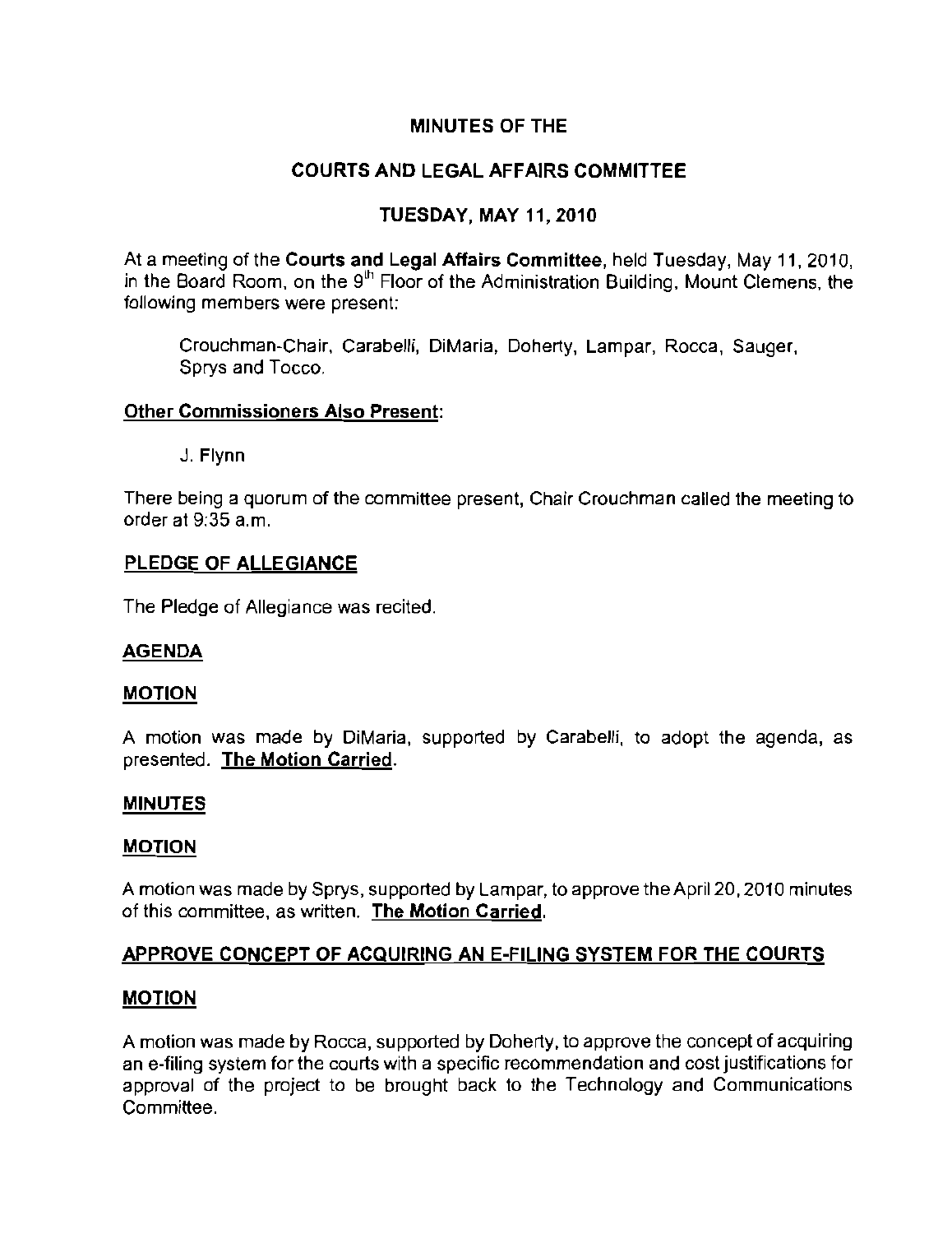# MINUTES OF THE

# COURTS AND LEGAL AFFAIRS COMMITTEE

## TUESDAY, MAY 11, 2010

At a meeting of the **Courts and Legal Affairs Committee**, held Tuesday, May 11, 2010, in the Board Room, on the 9th Floor of the Administration Building, Mount Clemens, the following members were present:

Crouchman-Chair, Carabelli, DiMaria, Doherty, Lampar, Rocca, Sauger, Sprys and Tocco.

**Other Commissioners Also Present:**

J. Flynn

There being a quorum of the committee present, Chair Crouchman called the meeting to order at 9:35 a.m.

**PLEDGE OF ALLEGIANCE**

The Pledge of Allegiance was recited.

**AGENDA**

**MOTION**

A motion was made by DiMaria, supported by Carabelli, to adopt the agenda, as presented. **The Motion Carried.**

**MINUTES**

**MOTION**

A motion was made by Sprys, supported by Lampar, to approve the April 20, 2010 minutes of this committee, as written. **The Motion Carried.**

**APPROVE CONCEPT OF ACQUIRING AN E-FILING SYSTEM FOR THE COURTS**

**MOTION**

A motion was made by Rocca, supported by Doherty, to approve the concept of acquiring an e-filing system for the courts with a specific recommendation and cost justifications for approval of the project to be brought back to the Technology and Communications Committee.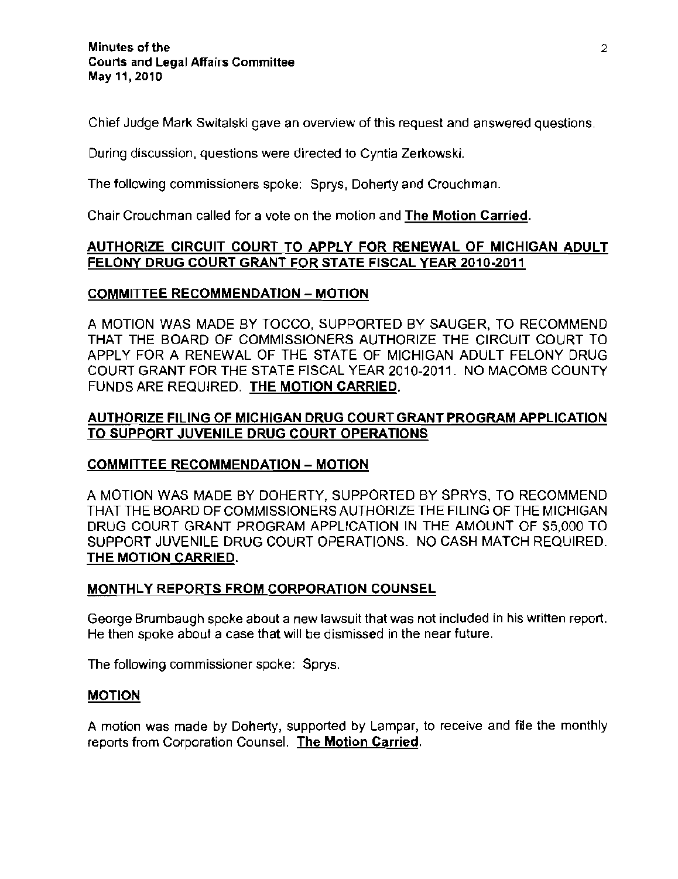Chief Judge Mark Switalski gave an overview of this request and answered questions.

During discussion, questions were directed to Cyntia Zerkowski.

The following commissioners spoke: Sprys, Doherty and Crouchman.

Chair Crouchman called for a vote on the motion and **The Motion Carried.**

## AUTHORIZE CIRCUIT COURT TO APPLY FOR RENEWAL OF MICHIGAN ADULT FELONY DRUG COURT GRANT FOR STATE FISCAL YEAR 2010-2011

### COMMITTEE RECOMMENDATION – MOTION

A MOTION WAS MADE BY TOCCO, SUPPORTED BY SAUGER, TO RECOMMEND THAT THE BOARD OF COMMISSIONERS AUTHORIZE THE CIRCUIT COURT TO APPLY FOR A RENEWAL OF THE STATE OF MICHIGAN ADULT FELONY DRUG COURT GRANT FOR THE STATE FISCAL YEAR 2010-2011. NO MACOMB COUNTY FUNDS ARE REQUIRED. **THE MOTION CARRIED.**

## AUTHORIZE FILING OF MICHIGAN DRUG COURT GRANT PROGRAM APPLICATION TO SUPPORT JUVENILE DRUG COURT OPERATIONS

### COMMITTEE RECOMMENDATION – MOTION

A MOTION WAS MADE BY DOHERTY, SUPPORTED BY SPRYS, TO RECOMMEND THAT THE BOARD OF COMMISSIONERS AUTHORIZE THE FILING OF THE MICHIGAN DRUG COURT GRANT PROGRAM APPLICATION IN THE AMOUNT OF $5,000 TO SUPPORT JUVENILE DRUG COURT OPERATIONS. NO CASH MATCH REQUIRED. **THE MOTION CARRIED.**

## MONTHLY REPORTS FROM CORPORATION COUNSEL

George Brumbaugh spoke about a new lawsuit that was not included in his written report. He then spoke about a case that will be dismissed in the near future.

The following commissioner spoke: Sprys.

### MOTION

A motion was made by Doherty, supported by Lampar, to receive and file the monthly reports from Corporation Counsel. **The Motion Carried.**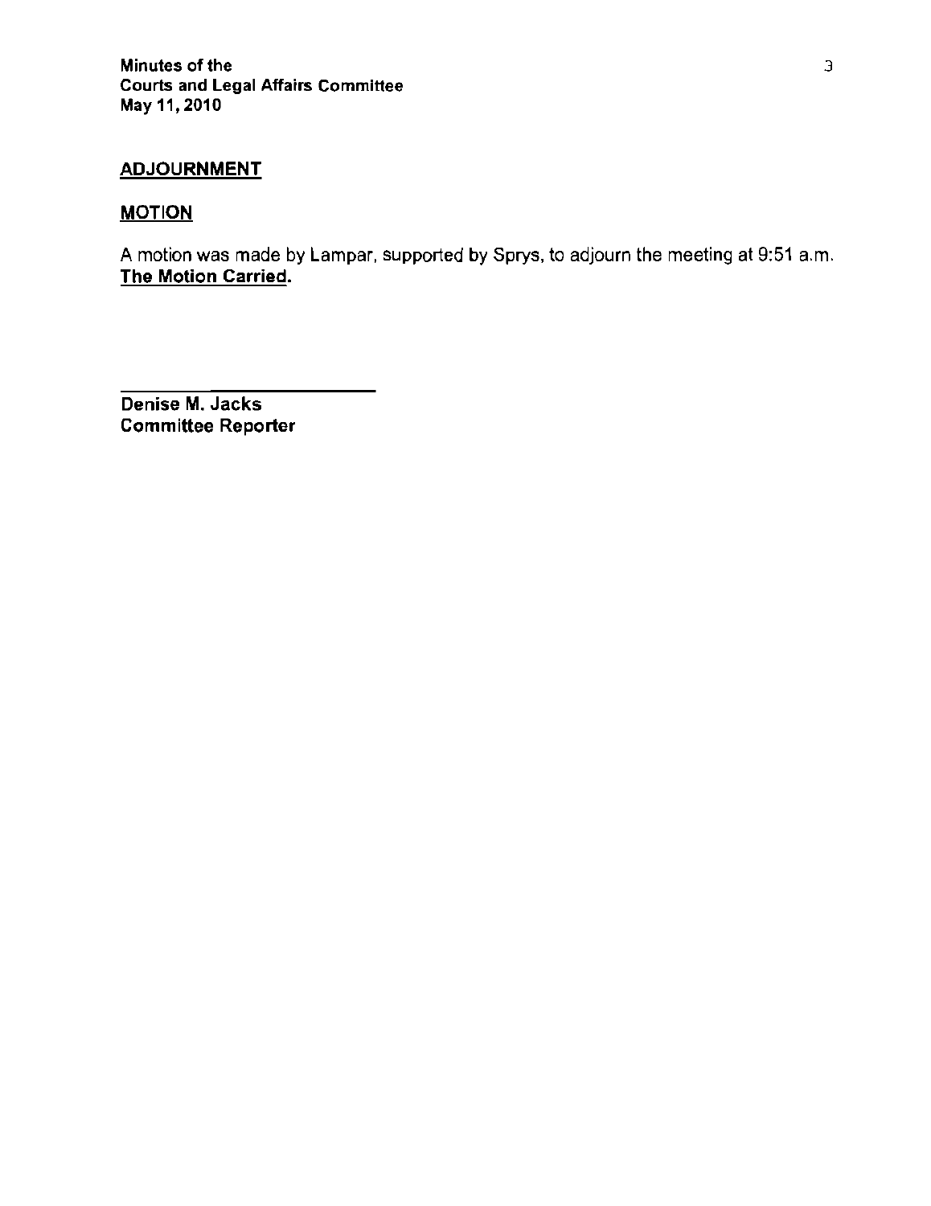## ADJOURNMENT

### MOTION

A motion was made by Lampar, supported by Sprys, to adjourn the meeting at 9:51 a.m. **The Motion Carried.**

Denise M. Jacks
Committee Reporter